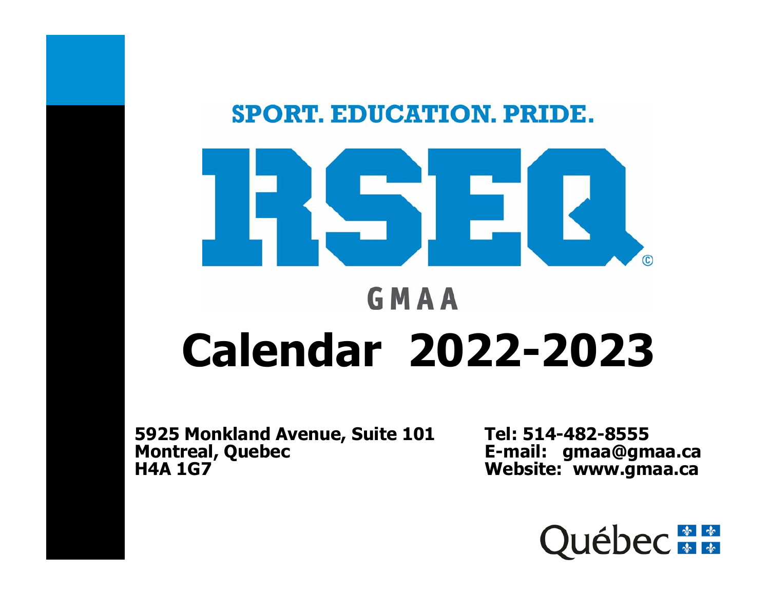SPORT. EDUCATION. PRIDE.

RSEQ©

GMAA

# Calendar 2022-2023

**5925 Monkland Avenue, Suite 101**
**Montreal, Quebec**
**H4A 1G7**

**Tel: 514-482-8555**
**E-mail: gmaa@gmaa.ca**
**Website: www.gmaa.ca**

Québec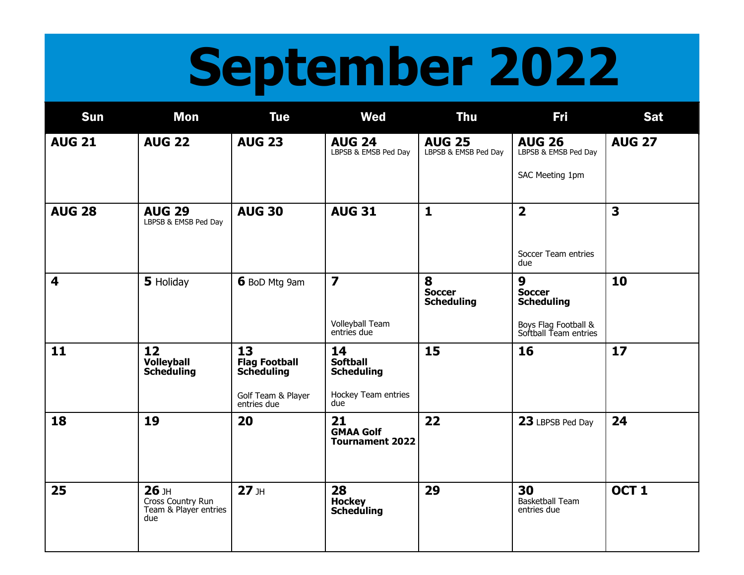# September 2022

| Sun | Mon | Tue | Wed | Thu | Fri | Sat |
|---|---|---|---|---|---|---|
| **AUG 21** | **AUG 22** | **AUG 23** | **AUG 24** LBPSB & EMSB Ped Day | **AUG 25** LBPSB & EMSB Ped Day | **AUG 26** LBPSB & EMSB Ped Day<br><br>SAC Meeting 1pm | **AUG 27** |
| **AUG 28** | **AUG 29** LBPSB & EMSB Ped Day | **AUG 30** | **AUG 31** | **1** | **2**<br><br>Soccer Team entries due | **3** |
| **4** | **5** Holiday | **6** BoD Mtg 9am | **7**<br><br>Volleyball Team entries due | **8** **Soccer Scheduling** | **9** **Soccer Scheduling**<br><br>Boys Flag Football & Softball Team entries | **10** |
| **11** | **12** **Volleyball Scheduling** | **13** **Flag Football Scheduling**<br><br>Golf Team & Player entries due | **14** **Softball Scheduling**<br><br>Hockey Team entries due | **15** | **16** | **17** |
| **18** | **19** | **20** | **21** **GMAA Golf Tournament 2022** | **22** | **23** LBPSB Ped Day | **24** |
| **25** | **26** JH<br>Cross Country Run Team & Player entries due | **27** JH | **28** **Hockey Scheduling** | **29** | **30** Basketball Team entries due | **OCT 1** |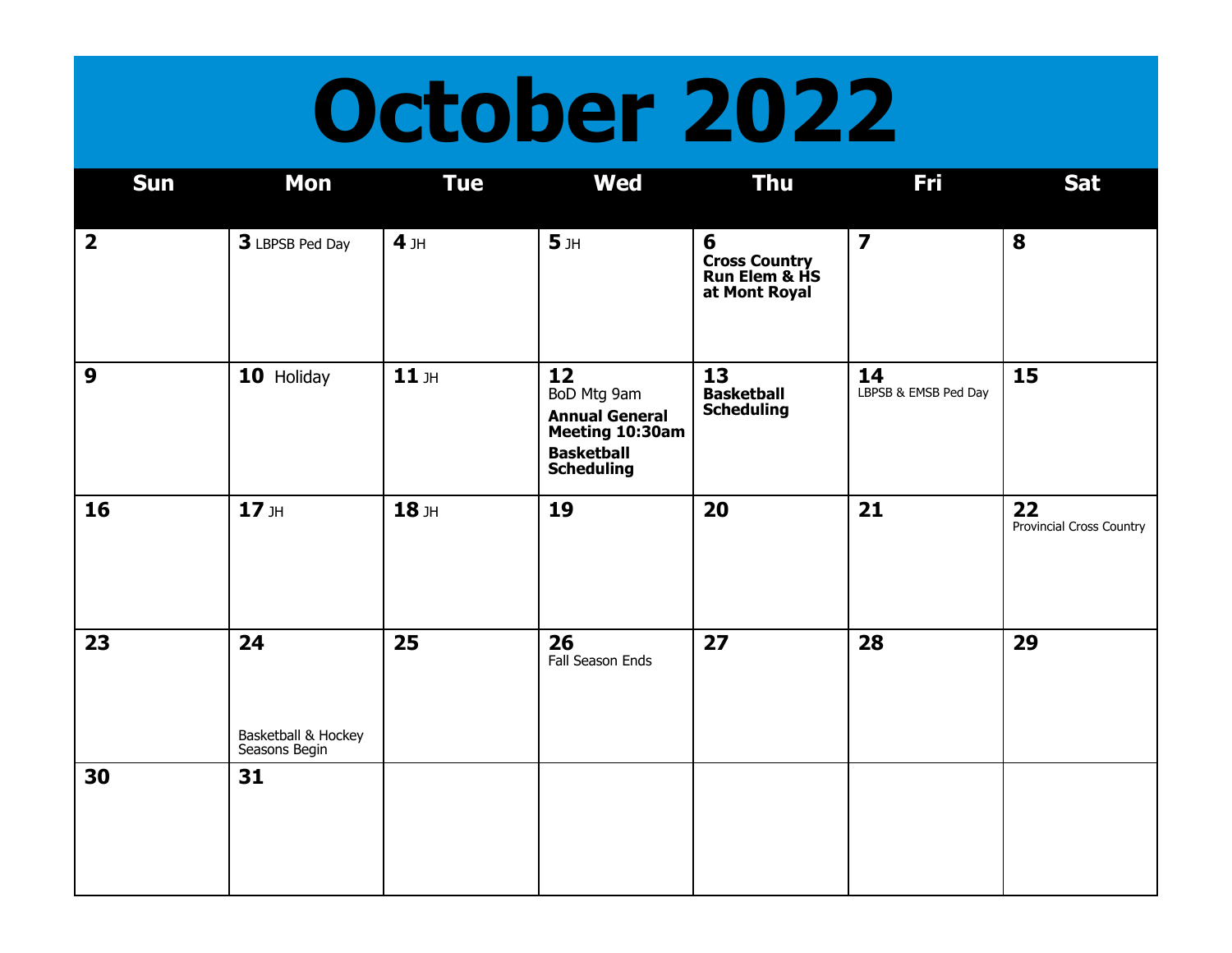# October 2022

| Sun | Mon | Tue | Wed | Thu | Fri | Sat |
|---|---|---|---|---|---|---|
| **2** | **3** LBPSB Ped Day | **4** JH | **5** JH | **6** **Cross Country Run Elem & HS at Mont Royal** | **7** | **8** |
| **9** | **10** Holiday | **11** JH | **12** BoD Mtg 9am **Annual General Meeting 10:30am** **Basketball Scheduling** | **13** **Basketball Scheduling** | **14** LBPSB & EMSB Ped Day | **15** |
| **16** | **17** JH | **18** JH | **19** | **20** | **21** | **22** Provincial Cross Country |
| **23** | **24** Basketball & Hockey Seasons Begin | **25** | **26** Fall Season Ends | **27** | **28** | **29** |
| **30** | **31** | | | | | |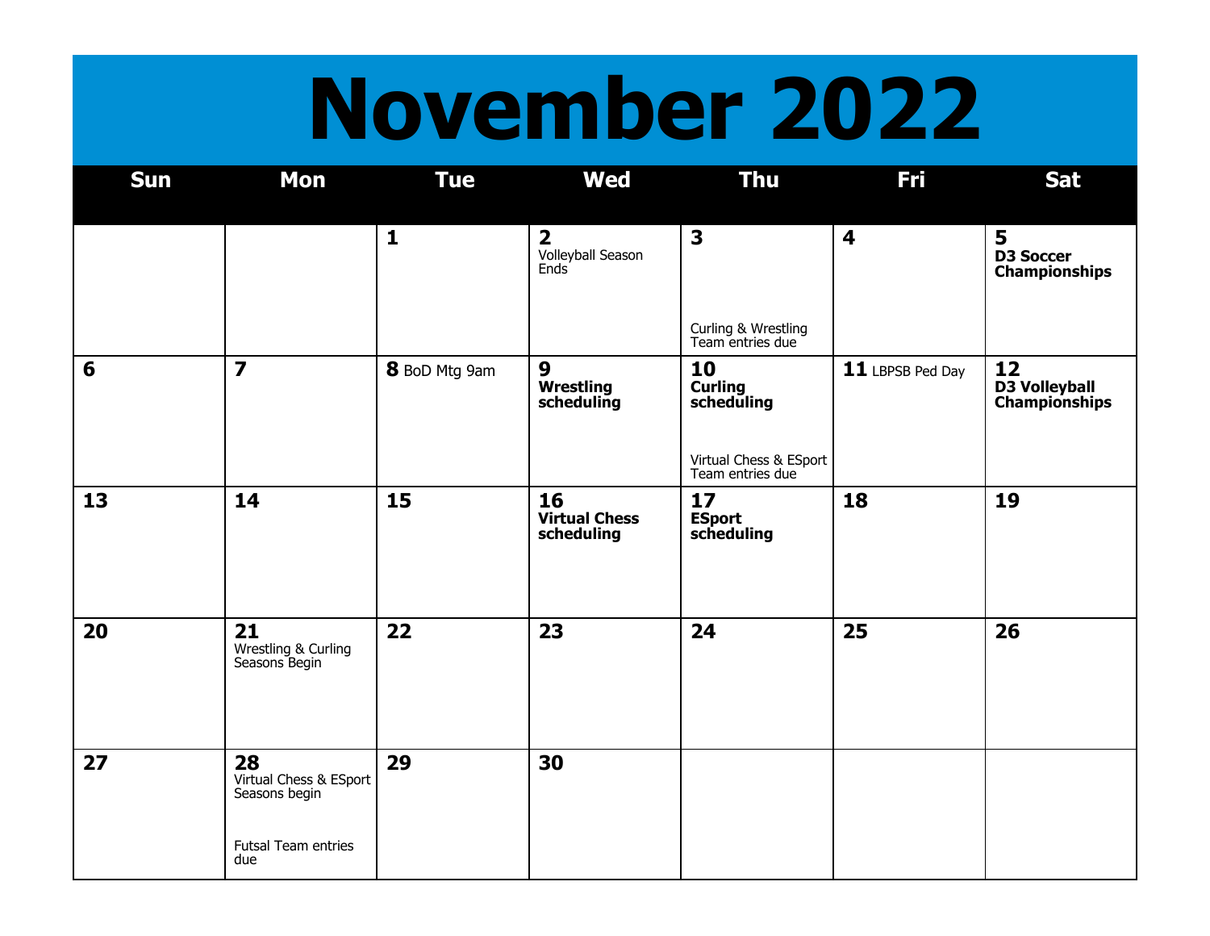# November 2022

| Sun | Mon | Tue | Wed | Thu | Fri | Sat |
|---|---|---|---|---|---|---|
| | | **1** | **2** Volleyball Season Ends | **3** Curling & Wrestling Team entries due | **4** | **5** **D3 Soccer Championships** |
| **6** | **7** | **8** BoD Mtg 9am | **9** **Wrestling scheduling** | **10** **Curling scheduling** Virtual Chess & ESport Team entries due | **11** LBPSB Ped Day | **12** **D3 Volleyball Championships** |
| **13** | **14** | **15** | **16** **Virtual Chess scheduling** | **17** **ESport scheduling** | **18** | **19** |
| **20** | **21** Wrestling & Curling Seasons Begin | **22** | **23** | **24** | **25** | **26** |
| **27** | **28** Virtual Chess & ESport Seasons begin Futsal Team entries due | **29** | **30** | | | |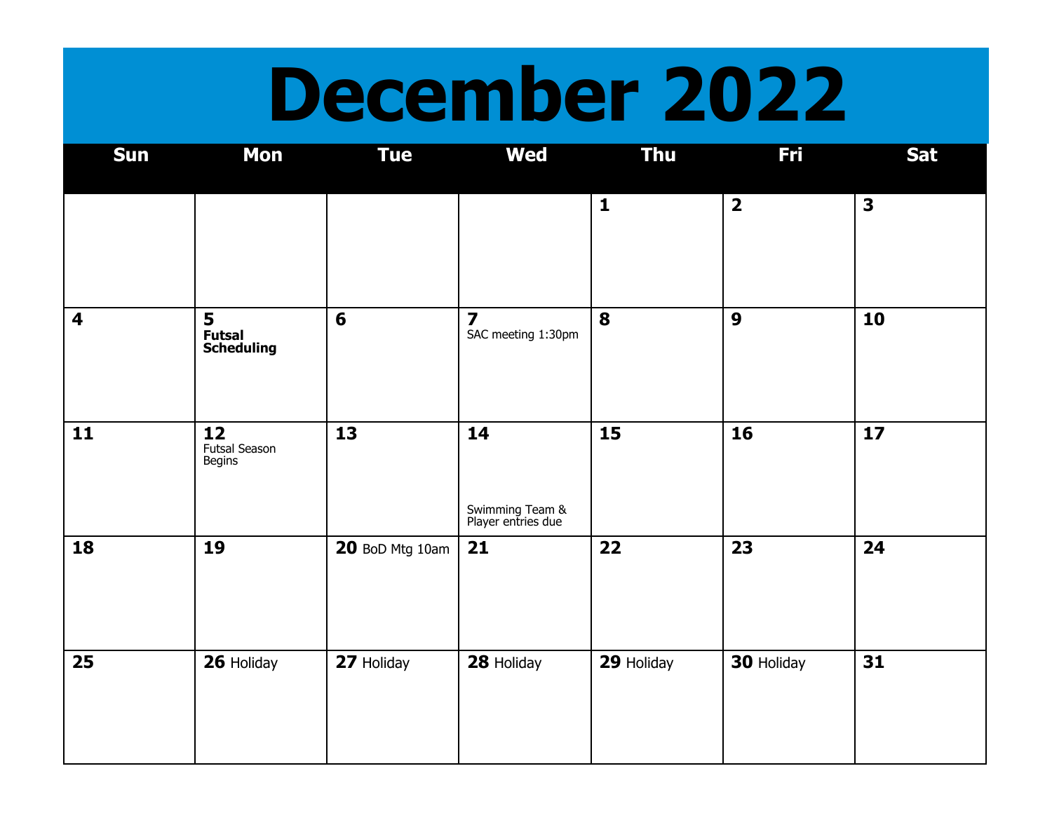# December 2022

| Sun | Mon | Tue | Wed | Thu | Fri | Sat |
|---|---|---|---|---|---|---|
| | | | | **1** | **2** | **3** |
| **4** | **5** **Futsal Scheduling** | **6** | **7** SAC meeting 1:30pm | **8** | **9** | **10** |
| **11** | **12** Futsal Season Begins | **13** | **14** Swimming Team & Player entries due | **15** | **16** | **17** |
| **18** | **19** | **20** BoD Mtg 10am | **21** | **22** | **23** | **24** |
| **25** | **26** Holiday | **27** Holiday | **28** Holiday | **29** Holiday | **30** Holiday | **31** |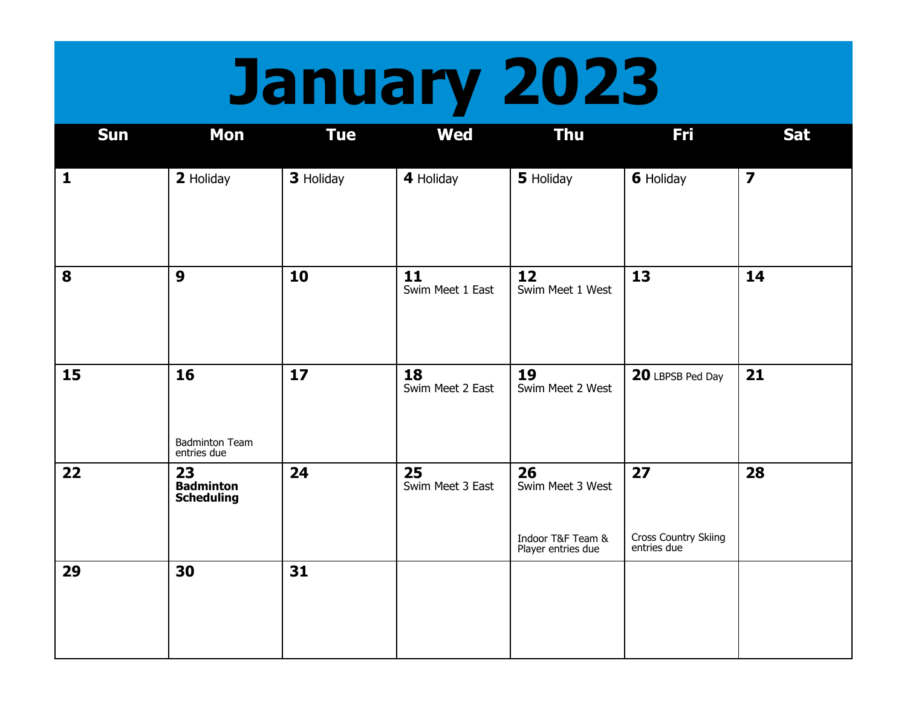# January 2023

| Sun | Mon | Tue | Wed | Thu | Fri | Sat |
|---|---|---|---|---|---|---|
| **1** | **2** Holiday | **3** Holiday | **4** Holiday | **5** Holiday | **6** Holiday | **7** |
| **8** | **9** | **10** | **11** Swim Meet 1 East | **12** Swim Meet 1 West | **13** | **14** |
| **15** | **16** Badminton Team entries due | **17** | **18** Swim Meet 2 East | **19** Swim Meet 2 West | **20** LBPSB Ped Day | **21** |
| **22** | **23** **Badminton Scheduling** | **24** | **25** Swim Meet 3 East | **26** Swim Meet 3 West Indoor T&F Team & Player entries due | **27** Cross Country Skiing entries due | **28** |
| **29** | **30** | **31** | | | | |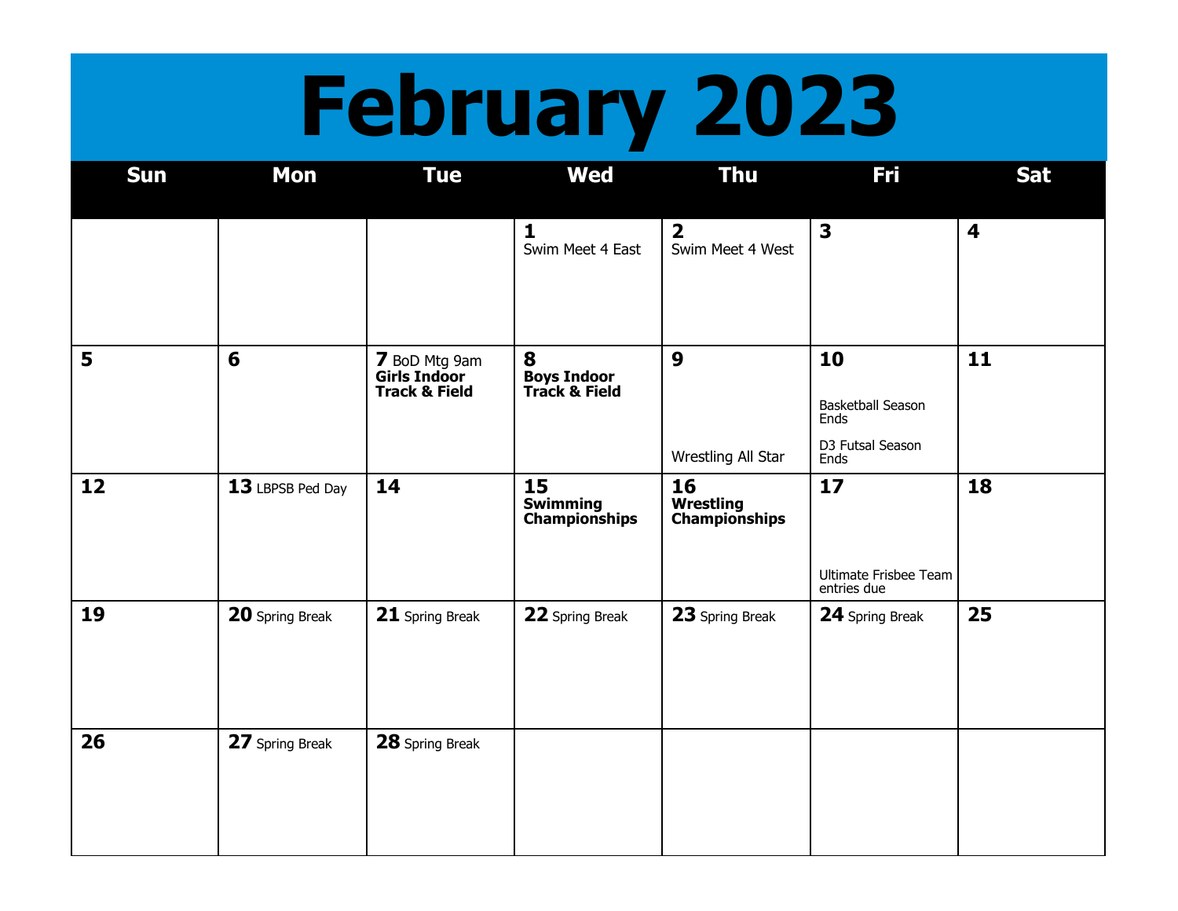# February 2023

| Sun | Mon | Tue | Wed | Thu | Fri | Sat |
|---|---|---|---|---|---|---|
| | | | **1** Swim Meet 4 East | **2** Swim Meet 4 West | **3** | **4** |
| **5** | **6** | **7** BoD Mtg 9am **Girls Indoor Track & Field** | **8** **Boys Indoor Track & Field** | **9** Wrestling All Star | **10** Basketball Season Ends D3 Futsal Season Ends | **11** |
| **12** | **13** LBPSB Ped Day | **14** | **15** **Swimming Championships** | **16** **Wrestling Championships** | **17** Ultimate Frisbee Team entries due | **18** |
| **19** | **20** Spring Break | **21** Spring Break | **22** Spring Break | **23** Spring Break | **24** Spring Break | **25** |
| **26** | **27** Spring Break | **28** Spring Break | | | | |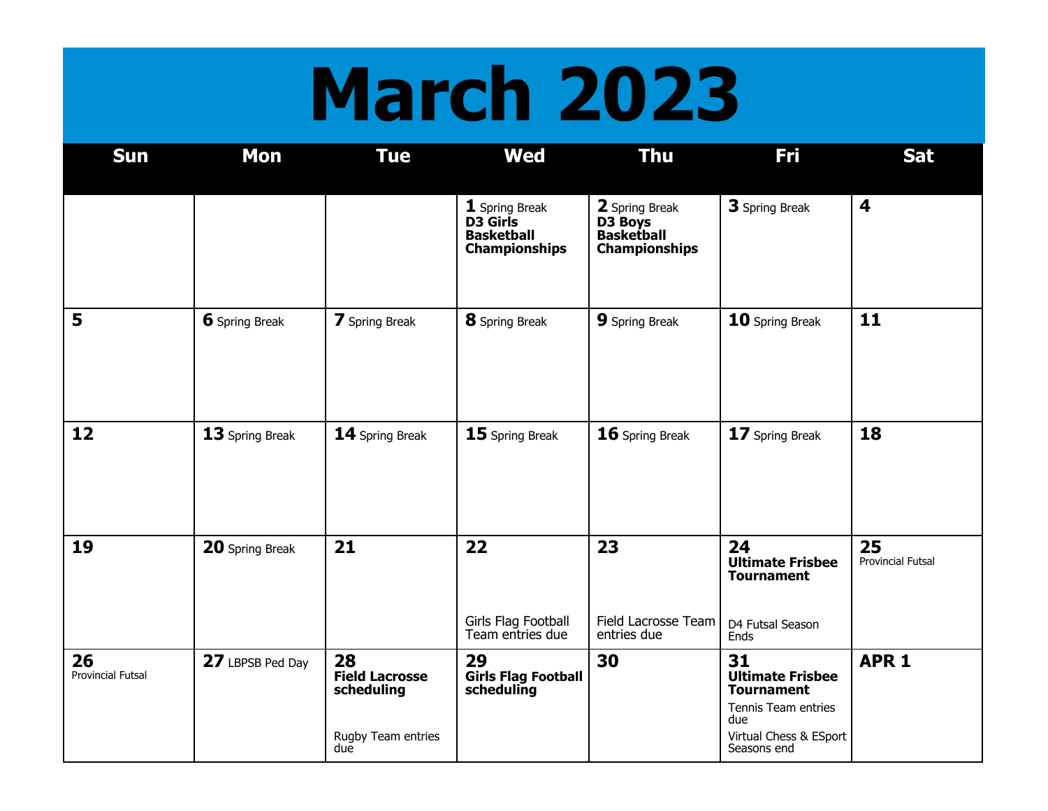# March 2023

| Sun | Mon | Tue | Wed | Thu | Fri | Sat |
|---|---|---|---|---|---|---|
| | | | **1** Spring Break **D3 Girls Basketball Championships** | **2** Spring Break **D3 Boys Basketball Championships** | **3** Spring Break | **4** |
| **5** | **6** Spring Break | **7** Spring Break | **8** Spring Break | **9** Spring Break | **10** Spring Break | **11** |
| **12** | **13** Spring Break | **14** Spring Break | **15** Spring Break | **16** Spring Break | **17** Spring Break | **18** |
| **19** | **20** Spring Break | **21** | **22** Girls Flag Football Team entries due | **23** Field Lacrosse Team entries due | **24** **Ultimate Frisbee Tournament** D4 Futsal Season Ends | **25** Provincial Futsal |
| **26** Provincial Futsal | **27** LBPSB Ped Day | **28** **Field Lacrosse scheduling** Rugby Team entries due | **29** **Girls Flag Football scheduling** | **30** | **31** **Ultimate Frisbee Tournament** Tennis Team entries due Virtual Chess & ESport Seasons end | **APR 1** |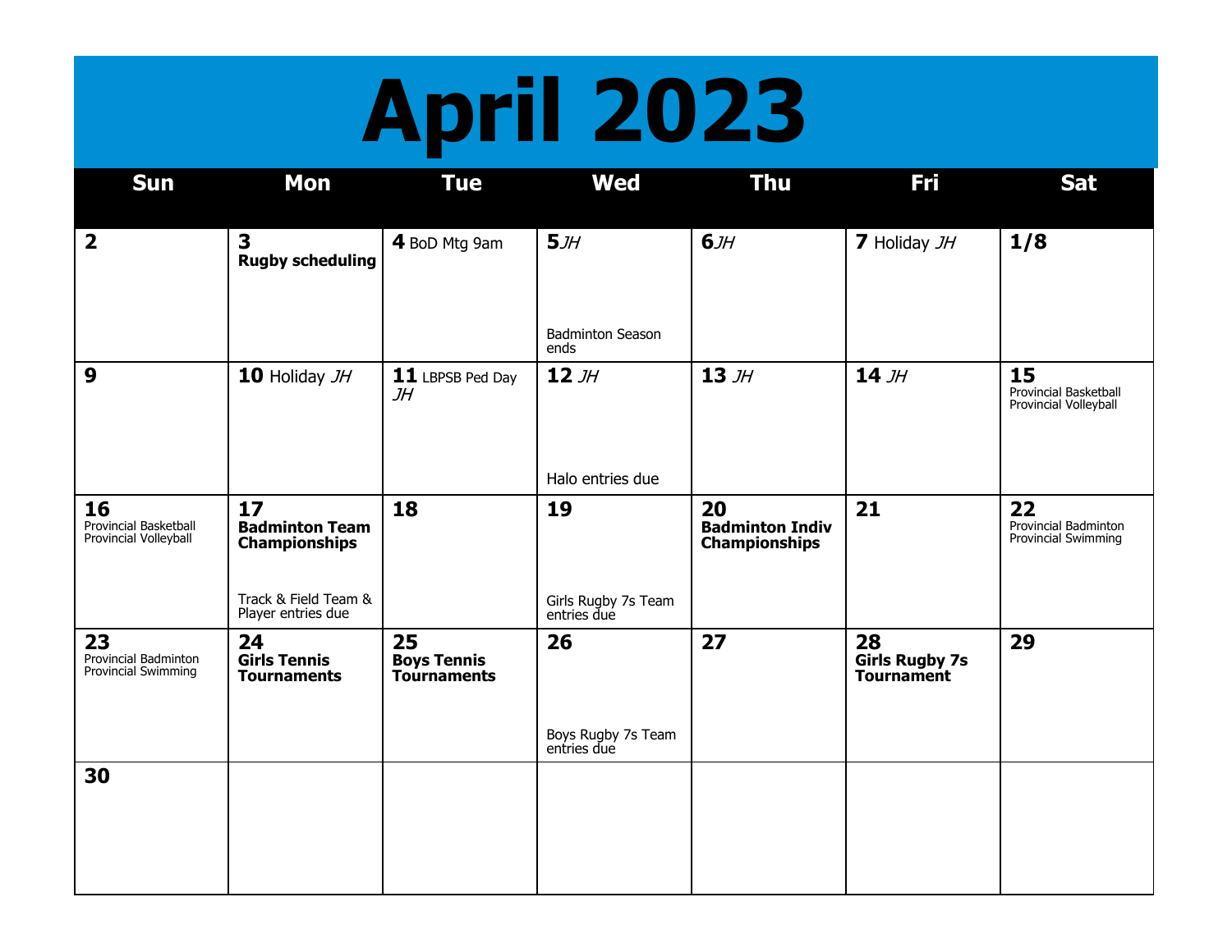# April 2023

| Sun | Mon | Tue | Wed | Thu | Fri | Sat |
|---|---|---|---|---|---|---|
| **2** | **3** **Rugby scheduling** | **4** BoD Mtg 9am | **5** *JH* Badminton Season ends | **6** *JH* | **7** Holiday *JH* | **1/8** |
| **9** | **10** Holiday *JH* | **11** LBPSB Ped Day *JH* | **12** *JH* Halo entries due | **13** *JH* | **14** *JH* | **15** Provincial Basketball Provincial Volleyball |
| **16** Provincial Basketball Provincial Volleyball | **17** **Badminton Team Championships** Track & Field Team & Player entries due | **18** | **19** Girls Rugby 7s Team entries due | **20** **Badminton Indiv Championships** | **21** | **22** Provincial Badminton Provincial Swimming |
| **23** Provincial Badminton Provincial Swimming | **24** **Girls Tennis Tournaments** | **25** **Boys Tennis Tournaments** | **26** Boys Rugby 7s Team entries due | **27** | **28** **Girls Rugby 7s Tournament** | **29** |
| **30** | | | | | | |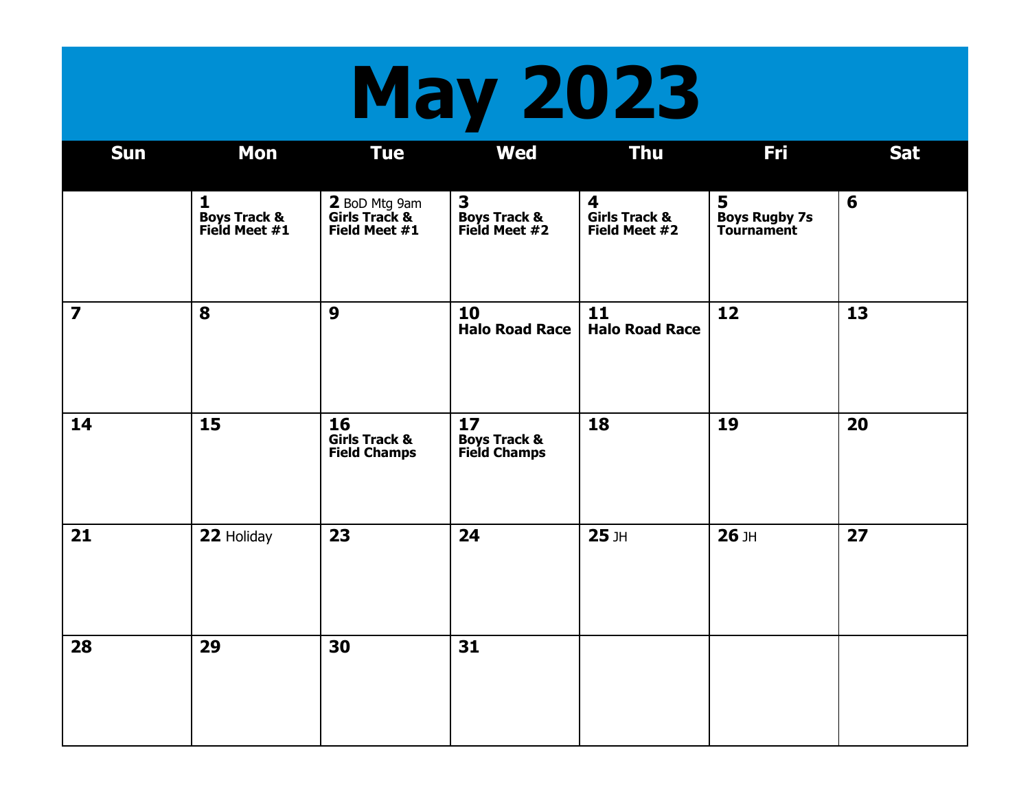# May 2023

| Sun | Mon | Tue | Wed | Thu | Fri | Sat |
|---|---|---|---|---|---|---|
| | **1** **Boys Track & Field Meet #1** | **2** BoD Mtg 9am **Girls Track & Field Meet #1** | **3** **Boys Track & Field Meet #2** | **4** **Girls Track & Field Meet #2** | **5** **Boys Rugby 7s Tournament** | **6** |
| **7** | **8** | **9** | **10** **Halo Road Race** | **11** **Halo Road Race** | **12** | **13** |
| **14** | **15** | **16** **Girls Track & Field Champs** | **17** **Boys Track & Field Champs** | **18** | **19** | **20** |
| **21** | **22** Holiday | **23** | **24** | **25** JH | **26** JH | **27** |
| **28** | **29** | **30** | **31** | | | |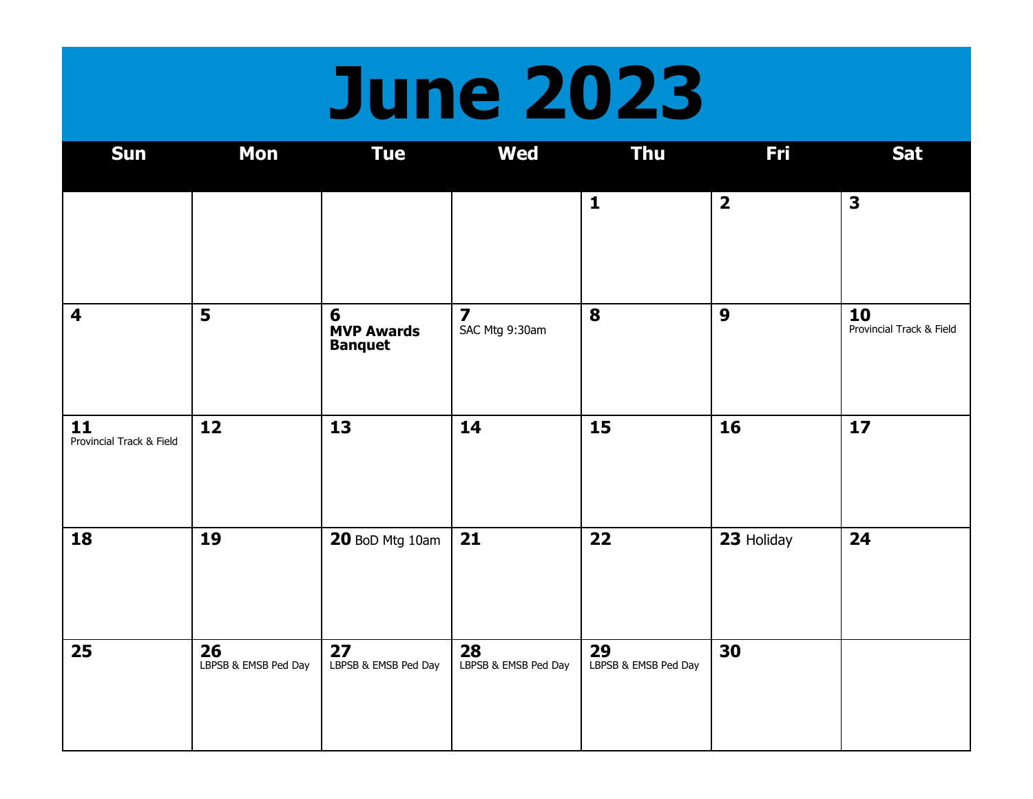# June 2023

| Sun | Mon | Tue | Wed | Thu | Fri | Sat |
|---|---|---|---|---|---|---|
| | | | | **1** | **2** | **3** |
| **4** | **5** | **6** **MVP Awards Banquet** | **7** SAC Mtg 9:30am | **8** | **9** | **10** Provincial Track & Field |
| **11** Provincial Track & Field | **12** | **13** | **14** | **15** | **16** | **17** |
| **18** | **19** | **20** BoD Mtg 10am | **21** | **22** | **23** Holiday | **24** |
| **25** | **26** LBPSB & EMSB Ped Day | **27** LBPSB & EMSB Ped Day | **28** LBPSB & EMSB Ped Day | **29** LBPSB & EMSB Ped Day | **30** | |